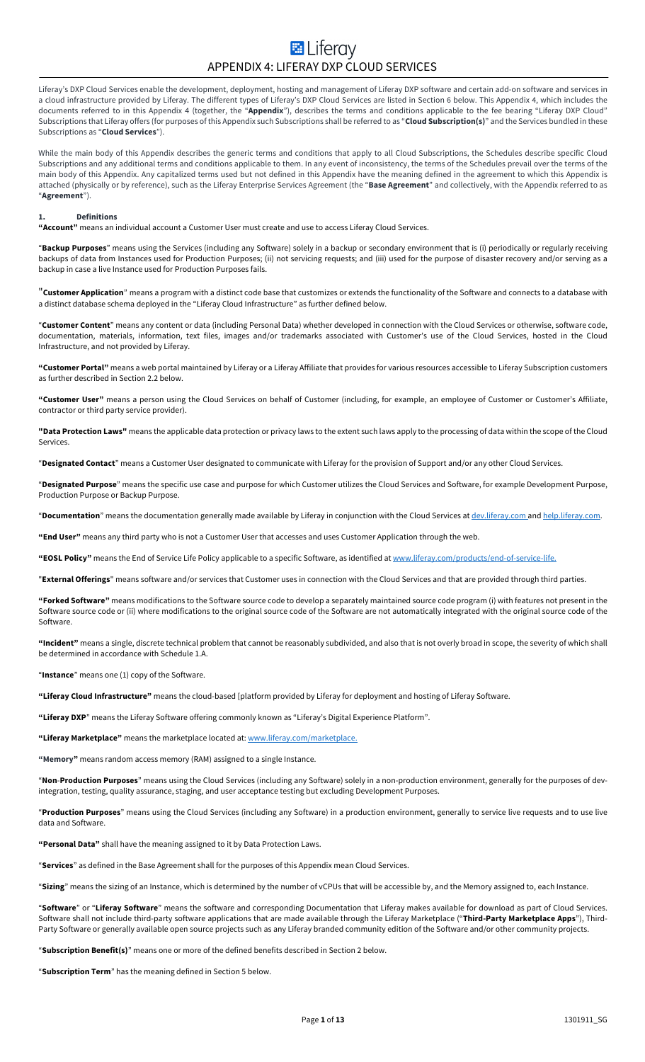# APPENDIX 4: LIFERAY DXP CLOUD SERVICES

Liferay's DXP Cloud Services enable the development, deployment, hosting and management of Liferay DXP software and certain add-on software and services in a cloud infrastructure provided by Liferay. The different types of Liferay's DXP Cloud Services are listed in Section 6 below. This Appendix 4, which includes the documents referred to in this Appendix 4 (together, the "**Appendix**"), describes the terms and conditions applicable to the fee bearing "Liferay DXP Cloud" Subscriptions that Liferay offers (for purposes of this Appendix such Subscriptions shall be referred to as "**Cloud Subscription(s)**" and the Services bundled in these Subscriptions as "**Cloud Services**").

While the main body of this Appendix describes the generic terms and conditions that apply to all Cloud Subscriptions, the Schedules describe specific Cloud Subscriptions and any additional terms and conditions applicable to them. In any event of inconsistency, the terms of the Schedules prevail over the terms of the main body of this Appendix. Any capitalized terms used but not defined in this Appendix have the meaning defined in the agreement to which this Appendix is attached (physically or by reference), such as the Liferay Enterprise Services Agreement (the "**Base Agreement**" and collectively, with the Appendix referred to as "**Agreement**").

## 1. Definitions

**"Account"** means an individual account a Customer User must create and use to access Liferay Cloud Services.

"**Backup Purposes**" means using the Services (including any Software) solely in a backup or secondary environment that is (i) periodically or regularly receiving backups of data from Instances used for Production Purposes; (ii) not servicing requests; and (iii) used for the purpose of disaster recovery and/or serving as a backup in case a live Instance used for Production Purposes fails.

"**Customer Application**" means a program with a distinct code base that customizes or extends the functionality of the Software and connects to a database with a distinct database schema deployed in the "Liferay Cloud Infrastructure" as further defined below.

"**Customer Content**" means any content or data (including Personal Data) whether developed in connection with the Cloud Services or otherwise, software code, documentation, materials, information, text files, images and/or trademarks associated with Customer's use of the Cloud Services, hosted in the Cloud Infrastructure, and not provided by Liferay.

**"Customer Portal"** means a web portal maintained by Liferay or a Liferay Affiliate that provides for various resources accessible to Liferay Subscription customers as further described in Section 2.2 below.

**"Customer User"** means a person using the Cloud Services on behalf of Customer (including, for example, an employee of Customer or Customer's Affiliate, contractor or third party service provider).

**"Data Protection Laws"** means the applicable data protection or privacy laws to the extent such laws apply to the processing of data within the scope of the Cloud Services.

"**Designated Contact**" means a Customer User designated to communicate with Liferay for the provision of Support and/or any other Cloud Services.

"**Designated Purpose**" means the specific use case and purpose for which Customer utilizes the Cloud Services and Software, for example Development Purpose, Production Purpose or Backup Purpose.

"**Documentation**" means the documentation generally made available by Liferay in conjunction with the Cloud Services at dev.liferay.com and help.liferay.com.

**"End User"** means any third party who is not a Customer User that accesses and uses Customer Application through the web.

**"EOSL Policy"** means the End of Service Life Policy applicable to a specific Software, as identified at www.liferay.com/products/end-of-service-life.

"**External Offerings**" means software and/or services that Customer uses in connection with the Cloud Services and that are provided through third parties.

**"Forked Software"** means modifications to the Software source code to develop a separately maintained source code program (i) with features not present in the Software source code or (ii) where modifications to the original source code of the Software are not automatically integrated with the original source code of the Software.

**"Incident"** means a single, discrete technical problem that cannot be reasonably subdivided, and also that is not overly broad in scope, the severity of which shall be determined in accordance with Schedule 1.A.

"**Instance**" means one (1) copy of the Software.

**"Liferay Cloud Infrastructure"** means the cloud-based [platform provided by Liferay for deployment and hosting of Liferay Software.

"**Liferay DXP**" means the Liferay Software offering commonly known as "Liferay's Digital Experience Platform".

**"Liferay Marketplace"** means the marketplace located at: www.liferay.com/marketplace.

**"Memory"** means random access memory (RAM) assigned to a single Instance.

"**Non-Production Purposes**" means using the Cloud Services (including any Software) solely in a non-production environment, generally for the purposes of dev-integration, testing, quality assurance, staging, and user acceptance testing but excluding Development Purposes.

"**Production Purposes**" means using the Cloud Services (including any Software) in a production environment, generally to service live requests and to use live data and Software.

**"Personal Data"** shall have the meaning assigned to it by Data Protection Laws.

"**Services**" as defined in the Base Agreement shall for the purposes of this Appendix mean Cloud Services.

"**Sizing**" means the sizing of an Instance, which is determined by the number of vCPUs that will be accessible by, and the Memory assigned to, each Instance.

"**Software**" or "**Liferay Software**" means the software and corresponding Documentation that Liferay makes available for download as part of Cloud Services. Software shall not include third-party software applications that are made available through the Liferay Marketplace ("**Third-Party Marketplace Apps**"), Third-Party Software or generally available open source projects such as any Liferay branded community edition of the Software and/or other community projects.

"**Subscription Benefit(s)**" means one or more of the defined benefits described in Section 2 below.

"**Subscription Term**" has the meaning defined in Section 5 below.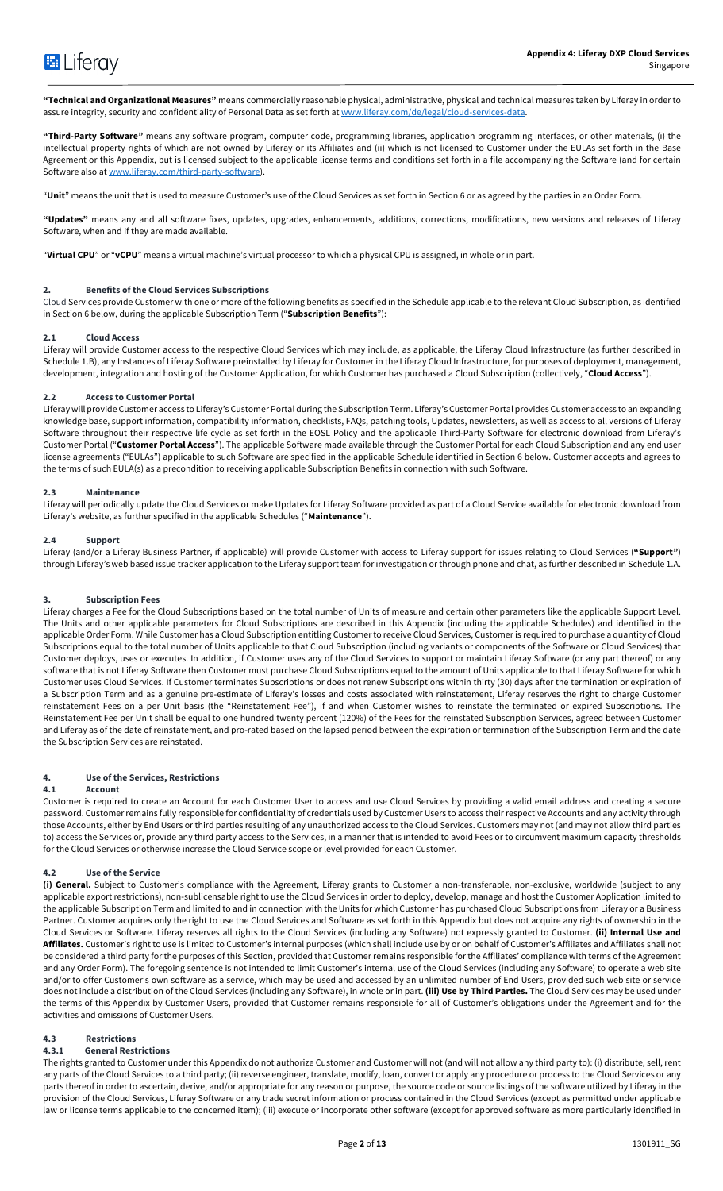**"Technical and Organizational Measures"** means commercially reasonable physical, administrative, physical and technical measures taken by Liferay in order to assure integrity, security and confidentiality of Personal Data as set forth at www.liferay.com/de/legal/cloud-services-data.

**"Third-Party Software"** means any software program, computer code, programming libraries, application programming interfaces, or other materials, (i) the intellectual property rights of which are not owned by Liferay or its Affiliates and (ii) which is not licensed to Customer under the EULAs set forth in the Base Agreement or this Appendix, but is licensed subject to the applicable license terms and conditions set forth in a file accompanying the Software (and for certain Software also at www.liferay.com/third-party-software).

"**Unit**" means the unit that is used to measure Customer's use of the Cloud Services as set forth in Section 6 or as agreed by the parties in an Order Form.

**"Updates"** means any and all software fixes, updates, upgrades, enhancements, additions, corrections, modifications, new versions and releases of Liferay Software, when and if they are made available.

"**Virtual CPU**" or "**vCPU**" means a virtual machine's virtual processor to which a physical CPU is assigned, in whole or in part.

## 2. Benefits of the Cloud Services Subscriptions

Cloud Services provide Customer with one or more of the following benefits as specified in the Schedule applicable to the relevant Cloud Subscription, as identified in Section 6 below, during the applicable Subscription Term ("**Subscription Benefits**"):

### 2.1 Cloud Access

Liferay will provide Customer access to the respective Cloud Services which may include, as applicable, the Liferay Cloud Infrastructure (as further described in Schedule 1.B), any Instances of Liferay Software preinstalled by Liferay for Customer in the Liferay Cloud Infrastructure, for purposes of deployment, management, development, integration and hosting of the Customer Application, for which Customer has purchased a Cloud Subscription (collectively, "**Cloud Access**").

### 2.2 Access to Customer Portal

Liferay will provide Customer access to Liferay's Customer Portal during the Subscription Term. Liferay's Customer Portal provides Customer access to an expanding knowledge base, support information, compatibility information, checklists, FAQs, patching tools, Updates, newsletters, as well as access to all versions of Liferay Software throughout their respective life cycle as set forth in the EOSL Policy and the applicable Third-Party Software for electronic download from Liferay's Customer Portal ("**Customer Portal Access**"). The applicable Software made available through the Customer Portal for each Cloud Subscription and any end user license agreements ("EULAs") applicable to such Software are specified in the applicable Schedule identified in Section 6 below. Customer accepts and agrees to the terms of such EULA(s) as a precondition to receiving applicable Subscription Benefits in connection with such Software.

### 2.3 Maintenance

Liferay will periodically update the Cloud Services or make Updates for Liferay Software provided as part of a Cloud Service available for electronic download from Liferay's website, as further specified in the applicable Schedules ("**Maintenance**").

### 2.4 Support

Liferay (and/or a Liferay Business Partner, if applicable) will provide Customer with access to Liferay support for issues relating to Cloud Services (**"Support"**) through Liferay's web based issue tracker application to the Liferay support team for investigation or through phone and chat, as further described in Schedule 1.A.

## 3. Subscription Fees

Liferay charges a Fee for the Cloud Subscriptions based on the total number of Units of measure and certain other parameters like the applicable Support Level. The Units and other applicable parameters for Cloud Subscriptions are described in this Appendix (including the applicable Schedules) and identified in the applicable Order Form. While Customer has a Cloud Subscription entitling Customer to receive Cloud Services, Customer is required to purchase a quantity of Cloud Subscriptions equal to the total number of Units applicable to that Cloud Subscription (including variants or components of the Software or Cloud Services) that Customer deploys, uses or executes. In addition, if Customer uses any of the Cloud Services to support or maintain Liferay Software (or any part thereof) or any software that is not Liferay Software then Customer must purchase Cloud Subscriptions equal to the amount of Units applicable to that Liferay Software for which Customer uses Cloud Services. If Customer terminates Subscriptions or does not renew Subscriptions within thirty (30) days after the termination or expiration of a Subscription Term and as a genuine pre-estimate of Liferay's losses and costs associated with reinstatement, Liferay reserves the right to charge Customer reinstatement Fees on a per Unit basis (the "Reinstatement Fee"), if and when Customer wishes to reinstate the terminated or expired Subscriptions. The Reinstatement Fee per Unit shall be equal to one hundred twenty percent (120%) of the Fees for the reinstated Subscription Services, agreed between Customer and Liferay as of the date of reinstatement, and pro-rated based on the lapsed period between the expiration or termination of the Subscription Term and the date the Subscription Services are reinstated.

## 4. Use of the Services, Restrictions

### 4.1 Account

Customer is required to create an Account for each Customer User to access and use Cloud Services by providing a valid email address and creating a secure password. Customer remains fully responsible for confidentiality of credentials used by Customer Users to access their respective Accounts and any activity through those Accounts, either by End Users or third parties resulting of any unauthorized access to the Cloud Services. Customers may not (and may not allow third parties to) access the Services or, provide any third party access to the Services, in a manner that is intended to avoid Fees or to circumvent maximum capacity thresholds for the Cloud Services or otherwise increase the Cloud Service scope or level provided for each Customer.

### 4.2 Use of the Service

**(i) General.** Subject to Customer's compliance with the Agreement, Liferay grants to Customer a non-transferable, non-exclusive, worldwide (subject to any applicable export restrictions), non-sublicensable right to use the Cloud Services in order to deploy, develop, manage and host the Customer Application limited to the applicable Subscription Term and limited to and in connection with the Units for which Customer has purchased Cloud Subscriptions from Liferay or a Business Partner. Customer acquires only the right to use the Cloud Services and Software as set forth in this Appendix but does not acquire any rights of ownership in the Cloud Services or Software. Liferay reserves all rights to the Cloud Services (including any Software) not expressly granted to Customer. **(ii) Internal Use and Affiliates.** Customer's right to use is limited to Customer's internal purposes (which shall include use by or on behalf of Customer's Affiliates and Affiliates shall not be considered a third party for the purposes of this Section, provided that Customer remains responsible for the Affiliates' compliance with terms of the Agreement and any Order Form). The foregoing sentence is not intended to limit Customer's internal use of the Cloud Services (including any Software) to operate a web site and/or to offer Customer's own software as a service, which may be used and accessed by an unlimited number of End Users, provided such web site or service does not include a distribution of the Cloud Services (including any Software), in whole or in part. **(iii) Use by Third Parties.** The Cloud Services may be used under the terms of this Appendix by Customer Users, provided that Customer remains responsible for all of Customer's obligations under the Agreement and for the activities and omissions of Customer Users.

### 4.3 Restrictions

#### 4.3.1 General Restrictions

The rights granted to Customer under this Appendix do not authorize Customer and Customer will not (and will not allow any third party to): (i) distribute, sell, rent any parts of the Cloud Services to a third party; (ii) reverse engineer, translate, modify, loan, convert or apply any procedure or process to the Cloud Services or any parts thereof in order to ascertain, derive, and/or appropriate for any reason or purpose, the source code or source listings of the software utilized by Liferay in the provision of the Cloud Services, Liferay Software or any trade secret information or process contained in the Cloud Services (except as permitted under applicable law or license terms applicable to the concerned item); (iii) execute or incorporate other software (except for approved software as more particularly identified in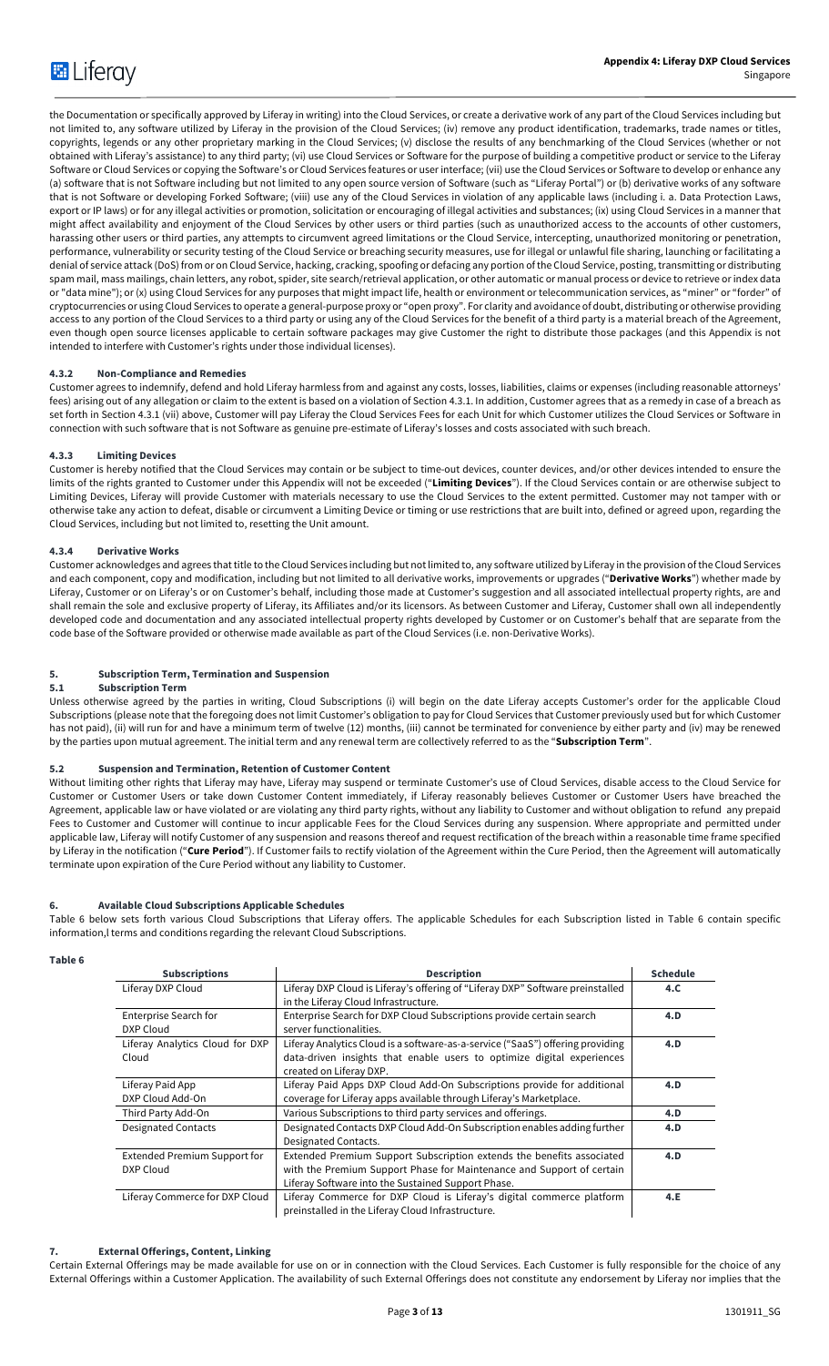the Documentation or specifically approved by Liferay in writing) into the Cloud Services, or create a derivative work of any part of the Cloud Services including but not limited to, any software utilized by Liferay in the provision of the Cloud Services; (iv) remove any product identification, trademarks, trade names or titles, copyrights, legends or any other proprietary marking in the Cloud Services; (v) disclose the results of any benchmarking of the Cloud Services (whether or not obtained with Liferay's assistance) to any third party; (vi) use Cloud Services or Software for the purpose of building a competitive product or service to the Liferay Software or Cloud Services or copying the Software's or Cloud Services features or user interface; (vii) use the Cloud Services or Software to develop or enhance any (a) software that is not Software including but not limited to any open source version of Software (such as "Liferay Portal") or (b) derivative works of any software that is not Software or developing Forked Software; (viii) use any of the Cloud Services in violation of any applicable laws (including i. a. Data Protection Laws, export or IP laws) or for any illegal activities or promotion, solicitation or encouraging of illegal activities and substances; (ix) using Cloud Services in a manner that might affect availability and enjoyment of the Cloud Services by other users or third parties (such as unauthorized access to the accounts of other customers, harassing other users or third parties, any attempts to circumvent agreed limitations or the Cloud Service, intercepting, unauthorized monitoring or penetration, performance, vulnerability or security testing of the Cloud Service or breaching security measures, use for illegal or unlawful file sharing, launching or facilitating a denial of service attack (DoS) from or on Cloud Service, hacking, cracking, spoofing or defacing any portion of the Cloud Service, posting, transmitting or distributing spam mail, mass mailings, chain letters, any robot, spider, site search/retrieval application, or other automatic or manual process or device to retrieve or index data or "data mine"); or (x) using Cloud Services for any purposes that might impact life, health or environment or telecommunication services, as "miner" or "forder" of cryptocurrencies or using Cloud Services to operate a general-purpose proxy or "open proxy". For clarity and avoidance of doubt, distributing or otherwise providing access to any portion of the Cloud Services to a third party or using any of the Cloud Services for the benefit of a third party is a material breach of the Agreement, even though open source licenses applicable to certain software packages may give Customer the right to distribute those packages (and this Appendix is not intended to interfere with Customer's rights under those individual licenses).

#### 4.3.2 Non-Compliance and Remedies

Customer agrees to indemnify, defend and hold Liferay harmless from and against any costs, losses, liabilities, claims or expenses (including reasonable attorneys' fees) arising out of any allegation or claim to the extent is based on a violation of Section 4.3.1. In addition, Customer agrees that as a remedy in case of a breach as set forth in Section 4.3.1 (vii) above, Customer will pay Liferay the Cloud Services Fees for each Unit for which Customer utilizes the Cloud Services or Software in connection with such software that is not Software as genuine pre-estimate of Liferay's losses and costs associated with such breach.

#### 4.3.3 Limiting Devices

Customer is hereby notified that the Cloud Services may contain or be subject to time-out devices, counter devices, and/or other devices intended to ensure the limits of the rights granted to Customer under this Appendix will not be exceeded ("**Limiting Devices**"). If the Cloud Services contain or are otherwise subject to Limiting Devices, Liferay will provide Customer with materials necessary to use the Cloud Services to the extent permitted. Customer may not tamper with or otherwise take any action to defeat, disable or circumvent a Limiting Device or timing or use restrictions that are built into, defined or agreed upon, regarding the Cloud Services, including but not limited to, resetting the Unit amount.

#### 4.3.4 Derivative Works

Customer acknowledges and agrees that title to the Cloud Services including but not limited to, any software utilized by Liferay in the provision of the Cloud Services and each component, copy and modification, including but not limited to all derivative works, improvements or upgrades ("**Derivative Works**") whether made by Liferay, Customer or on Liferay's or on Customer's behalf, including those made at Customer's suggestion and all associated intellectual property rights, are and shall remain the sole and exclusive property of Liferay, its Affiliates and/or its licensors. As between Customer and Liferay, Customer shall own all independently developed code and documentation and any associated intellectual property rights developed by Customer or on Customer's behalf that are separate from the code base of the Software provided or otherwise made available as part of the Cloud Services (i.e. non-Derivative Works).

## 5. Subscription Term, Termination and Suspension

### 5.1 Subscription Term

Unless otherwise agreed by the parties in writing, Cloud Subscriptions (i) will begin on the date Liferay accepts Customer's order for the applicable Cloud Subscriptions (please note that the foregoing does not limit Customer's obligation to pay for Cloud Services that Customer previously used but for which Customer has not paid), (ii) will run for and have a minimum term of twelve (12) months, (iii) cannot be terminated for convenience by either party and (iv) may be renewed by the parties upon mutual agreement. The initial term and any renewal term are collectively referred to as the "**Subscription Term**".

### 5.2 Suspension and Termination, Retention of Customer Content

Without limiting other rights that Liferay may have, Liferay may suspend or terminate Customer's use of Cloud Services, disable access to the Cloud Service for Customer or Customer Users or take down Customer Content immediately, if Liferay reasonably believes Customer or Customer Users have breached the Agreement, applicable law or have violated or are violating any third party rights, without any liability to Customer and without obligation to refund any prepaid Fees to Customer and Customer will continue to incur applicable Fees for the Cloud Services during any suspension. Where appropriate and permitted under applicable law, Liferay will notify Customer of any suspension and reasons thereof and request rectification of the breach within a reasonable time frame specified by Liferay in the notification ("**Cure Period**"). If Customer fails to rectify violation of the Agreement within the Cure Period, then the Agreement will automatically terminate upon expiration of the Cure Period without any liability to Customer.

## 6. Available Cloud Subscriptions Applicable Schedules

Table 6 below sets forth various Cloud Subscriptions that Liferay offers. The applicable Schedules for each Subscription listed in Table 6 contain specific information,l terms and conditions regarding the relevant Cloud Subscriptions.

**Table 6**

| Subscriptions | Description | Schedule |
|---|---|---|
| Liferay DXP Cloud | Liferay DXP Cloud is Liferay's offering of "Liferay DXP" Software preinstalled in the Liferay Cloud Infrastructure. | 4.C |
| Enterprise Search for DXP Cloud | Enterprise Search for DXP Cloud Subscriptions provide certain search server functionalities. | 4.D |
| Liferay Analytics Cloud for DXP Cloud | Liferay Analytics Cloud is a software-as-a-service ("SaaS") offering providing data-driven insights that enable users to optimize digital experiences created on Liferay DXP. | 4.D |
| Liferay Paid App DXP Cloud Add-On | Liferay Paid Apps DXP Cloud Add-On Subscriptions provide for additional coverage for Liferay apps available through Liferay's Marketplace. | 4.D |
| Third Party Add-On | Various Subscriptions to third party services and offerings. | 4.D |
| Designated Contacts | Designated Contacts DXP Cloud Add-On Subscription enables adding further Designated Contacts. | 4.D |
| Extended Premium Support for DXP Cloud | Extended Premium Support Subscription extends the benefits associated with the Premium Support Phase for Maintenance and Support of certain Liferay Software into the Sustained Support Phase. | 4.D |
| Liferay Commerce for DXP Cloud | Liferay Commerce for DXP Cloud is Liferay's digital commerce platform preinstalled in the Liferay Cloud Infrastructure. | 4.E |

## 7. External Offerings, Content, Linking

Certain External Offerings may be made available for use on or in connection with the Cloud Services. Each Customer is fully responsible for the choice of any External Offerings within a Customer Application. The availability of such External Offerings does not constitute any endorsement by Liferay nor implies that the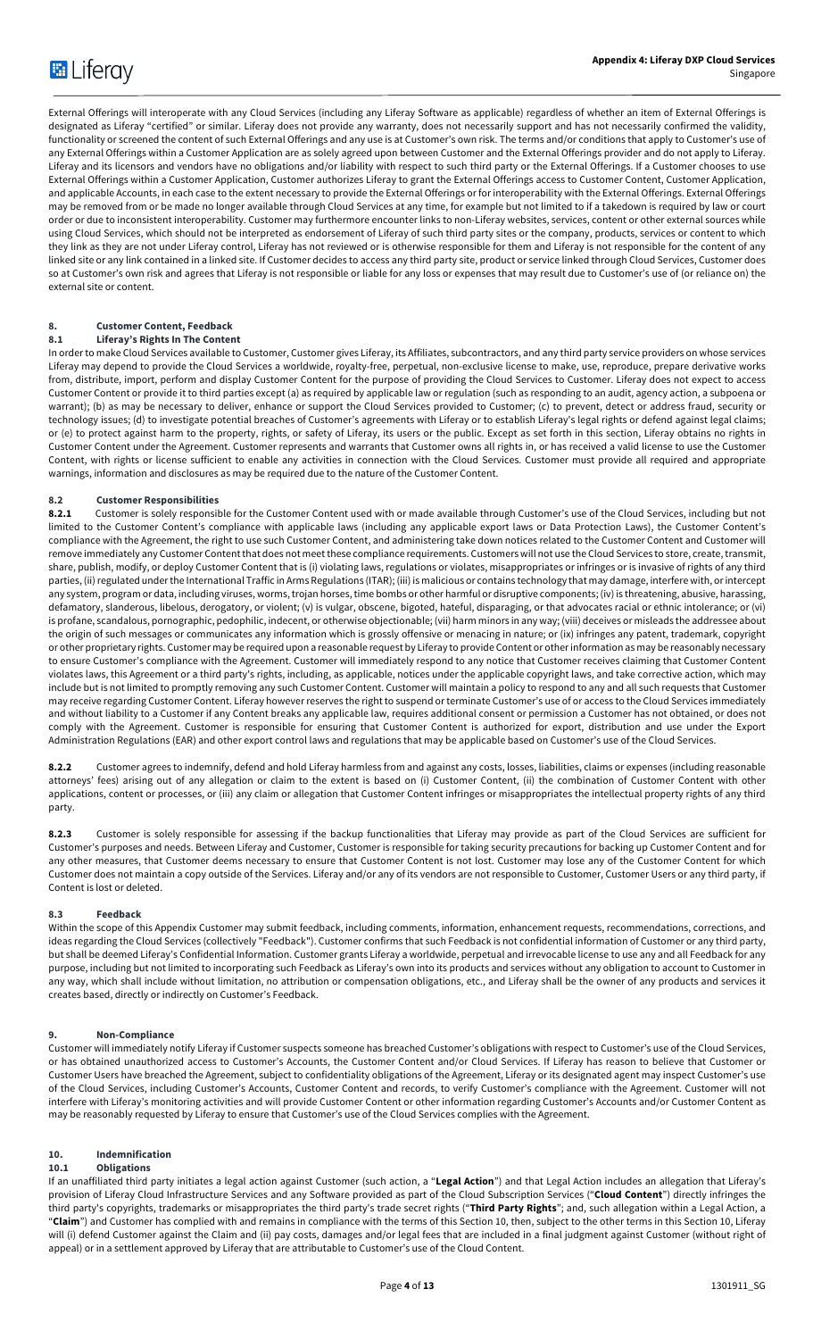External Offerings will interoperate with any Cloud Services (including any Liferay Software as applicable) regardless of whether an item of External Offerings is designated as Liferay "certified" or similar. Liferay does not provide any warranty, does not necessarily support and has not necessarily confirmed the validity, functionality or screened the content of such External Offerings and any use is at Customer's own risk. The terms and/or conditions that apply to Customer's use of any External Offerings within a Customer Application are as solely agreed upon between Customer and the External Offerings provider and do not apply to Liferay. Liferay and its licensors and vendors have no obligations and/or liability with respect to such third party or the External Offerings. If a Customer chooses to use External Offerings within a Customer Application, Customer authorizes Liferay to grant the External Offerings access to Customer Content, Customer Application, and applicable Accounts, in each case to the extent necessary to provide the External Offerings or for interoperability with the External Offerings. External Offerings may be removed from or be made no longer available through Cloud Services at any time, for example but not limited to if a takedown is required by law or court order or due to inconsistent interoperability. Customer may furthermore encounter links to non-Liferay websites, services, content or other external sources while using Cloud Services, which should not be interpreted as endorsement of Liferay of such third party sites or the company, products, services or content to which they link as they are not under Liferay control, Liferay has not reviewed or is otherwise responsible for them and Liferay is not responsible for the content of any linked site or any link contained in a linked site. If Customer decides to access any third party site, product or service linked through Cloud Services, Customer does so at Customer's own risk and agrees that Liferay is not responsible or liable for any loss or expenses that may result due to Customer's use of (or reliance on) the external site or content.

## 8. Customer Content, Feedback

### 8.1 Liferay's Rights In The Content

In order to make Cloud Services available to Customer, Customer gives Liferay, its Affiliates, subcontractors, and any third party service providers on whose services Liferay may depend to provide the Cloud Services a worldwide, royalty-free, perpetual, non-exclusive license to make, use, reproduce, prepare derivative works from, distribute, import, perform and display Customer Content for the purpose of providing the Cloud Services to Customer. Liferay does not expect to access Customer Content or provide it to third parties except (a) as required by applicable law or regulation (such as responding to an audit, agency action, a subpoena or warrant); (b) as may be necessary to deliver, enhance or support the Cloud Services provided to Customer; (c) to prevent, detect or address fraud, security or technology issues; (d) to investigate potential breaches of Customer's agreements with Liferay or to establish Liferay's legal rights or defend against legal claims; or (e) to protect against harm to the property, rights, or safety of Liferay, its users or the public. Except as set forth in this section, Liferay obtains no rights in Customer Content under the Agreement. Customer represents and warrants that Customer owns all rights in, or has received a valid license to use the Customer Content, with rights or license sufficient to enable any activities in connection with the Cloud Services. Customer must provide all required and appropriate warnings, information and disclosures as may be required due to the nature of the Customer Content.

### 8.2 Customer Responsibilities

**8.2.1** Customer is solely responsible for the Customer Content used with or made available through Customer's use of the Cloud Services, including but not limited to the Customer Content's compliance with applicable laws (including any applicable export laws or Data Protection Laws), the Customer Content's compliance with the Agreement, the right to use such Customer Content, and administering take down notices related to the Customer Content and Customer will remove immediately any Customer Content that does not meet these compliance requirements. Customers will not use the Cloud Services to store, create, transmit, share, publish, modify, or deploy Customer Content that is (i) violating laws, regulations or violates, misappropriates or infringes or is invasive of rights of any third parties, (ii) regulated under the International Traffic in Arms Regulations (ITAR); (iii) is malicious or contains technology that may damage, interfere with, or intercept any system, program or data, including viruses, worms, trojan horses, time bombs or other harmful or disruptive components; (iv) is threatening, abusive, harassing, defamatory, slanderous, libelous, derogatory, or violent; (v) is vulgar, obscene, bigoted, hateful, disparaging, or that advocates racial or ethnic intolerance; or (vi) is profane, scandalous, pornographic, pedophilic, indecent, or otherwise objectionable; (vii) harm minors in any way; (viii) deceives or misleads the addressee about the origin of such messages or communicates any information which is grossly offensive or menacing in nature; or (ix) infringes any patent, trademark, copyright or other proprietary rights. Customer may be required upon a reasonable request by Liferay to provide Content or other information as may be reasonably necessary to ensure Customer's compliance with the Agreement. Customer will immediately respond to any notice that Customer receives claiming that Customer Content violates laws, this Agreement or a third party's rights, including, as applicable, notices under the applicable copyright laws, and take corrective action, which may include but is not limited to promptly removing any such Customer Content. Customer will maintain a policy to respond to any and all such requests that Customer may receive regarding Customer Content. Liferay however reserves the right to suspend or terminate Customer's use of or access to the Cloud Services immediately and without liability to a Customer if any Content breaks any applicable law, requires additional consent or permission a Customer has not obtained, or does not comply with the Agreement. Customer is responsible for ensuring that Customer Content is authorized for export, distribution and use under the Export Administration Regulations (EAR) and other export control laws and regulations that may be applicable based on Customer's use of the Cloud Services.

**8.2.2** Customer agrees to indemnify, defend and hold Liferay harmless from and against any costs, losses, liabilities, claims or expenses (including reasonable attorneys' fees) arising out of any allegation or claim to the extent is based on (i) Customer Content, (ii) the combination of Customer Content with other applications, content or processes, or (iii) any claim or allegation that Customer Content infringes or misappropriates the intellectual property rights of any third party.

**8.2.3** Customer is solely responsible for assessing if the backup functionalities that Liferay may provide as part of the Cloud Services are sufficient for Customer's purposes and needs. Between Liferay and Customer, Customer is responsible for taking security precautions for backing up Customer Content and for any other measures, that Customer deems necessary to ensure that Customer Content is not lost. Customer may lose any of the Customer Content for which Customer does not maintain a copy outside of the Services. Liferay and/or any of its vendors are not responsible to Customer, Customer Users or any third party, if Content is lost or deleted.

### 8.3 Feedback

Within the scope of this Appendix Customer may submit feedback, including comments, information, enhancement requests, recommendations, corrections, and ideas regarding the Cloud Services (collectively "Feedback"). Customer confirms that such Feedback is not confidential information of Customer or any third party, but shall be deemed Liferay's Confidential Information. Customer grants Liferay a worldwide, perpetual and irrevocable license to use any and all Feedback for any purpose, including but not limited to incorporating such Feedback as Liferay's own into its products and services without any obligation to account to Customer in any way, which shall include without limitation, no attribution or compensation obligations, etc., and Liferay shall be the owner of any products and services it creates based, directly or indirectly on Customer's Feedback.

## 9. Non-Compliance

Customer will immediately notify Liferay if Customer suspects someone has breached Customer's obligations with respect to Customer's use of the Cloud Services, or has obtained unauthorized access to Customer's Accounts, the Customer Content and/or Cloud Services. If Liferay has reason to believe that Customer or Customer Users have breached the Agreement, subject to confidentiality obligations of the Agreement, Liferay or its designated agent may inspect Customer's use of the Cloud Services, including Customer's Accounts, Customer Content and records, to verify Customer's compliance with the Agreement. Customer will not interfere with Liferay's monitoring activities and will provide Customer Content or other information regarding Customer's Accounts and/or Customer Content as may be reasonably requested by Liferay to ensure that Customer's use of the Cloud Services complies with the Agreement.

## 10. Indemnification

### 10.1 Obligations

If an unaffiliated third party initiates a legal action against Customer (such action, a "**Legal Action**") and that Legal Action includes an allegation that Liferay's provision of Liferay Cloud Infrastructure Services and any Software provided as part of the Cloud Subscription Services ("**Cloud Content**") directly infringes the third party's copyrights, trademarks or misappropriates the third party's trade secret rights ("**Third Party Rights**"; and, such allegation within a Legal Action, a "**Claim**") and Customer has complied with and remains in compliance with the terms of this Section 10, then, subject to the other terms in this Section 10, Liferay will (i) defend Customer against the Claim and (ii) pay costs, damages and/or legal fees that are included in a final judgment against Customer (without right of appeal) or in a settlement approved by Liferay that are attributable to Customer's use of the Cloud Content.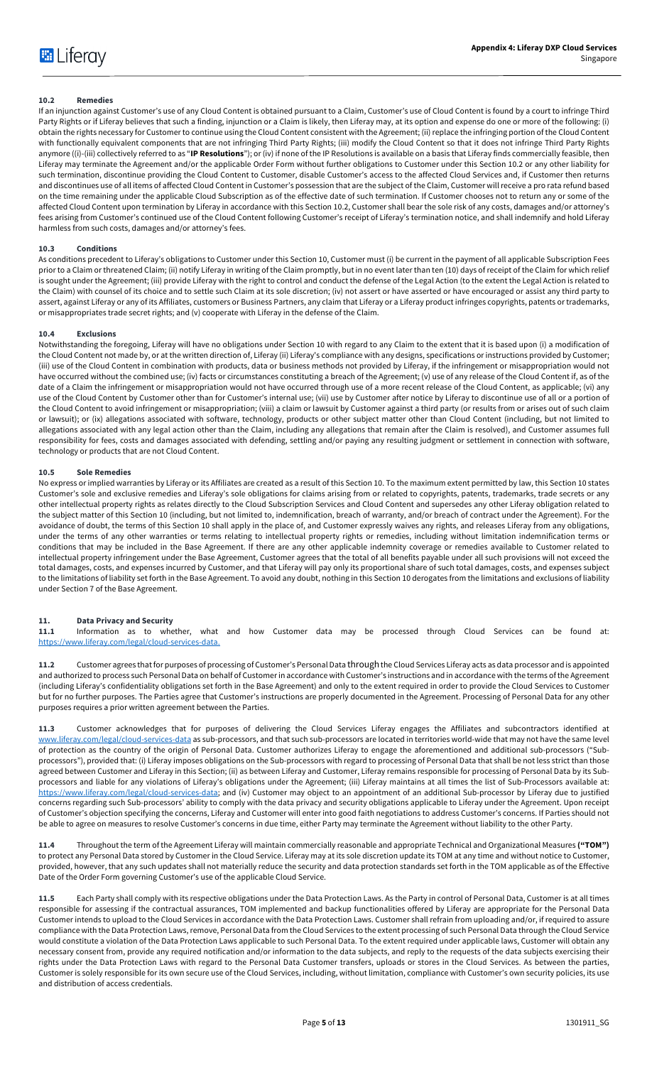### 10.2 Remedies

If an injunction against Customer's use of any Cloud Content is obtained pursuant to a Claim, Customer's use of Cloud Content is found by a court to infringe Third Party Rights or if Liferay believes that such a finding, injunction or a Claim is likely, then Liferay may, at its option and expense do one or more of the following: (i) obtain the rights necessary for Customer to continue using the Cloud Content consistent with the Agreement; (ii) replace the infringing portion of the Cloud Content with functionally equivalent components that are not infringing Third Party Rights; (iii) modify the Cloud Content so that it does not infringe Third Party Rights anymore ((i)-(iii) collectively referred to as "**IP Resolutions**"); or (iv) if none of the IP Resolutions is available on a basis that Liferay finds commercially feasible, then Liferay may terminate the Agreement and/or the applicable Order Form without further obligations to Customer under this Section 10.2 or any other liability for such termination, discontinue providing the Cloud Content to Customer, disable Customer's access to the affected Cloud Services and, if Customer then returns and discontinues use of all items of affected Cloud Content in Customer's possession that are the subject of the Claim, Customer will receive a pro rata refund based on the time remaining under the applicable Cloud Subscription as of the effective date of such termination. If Customer chooses not to return any or some of the affected Cloud Content upon termination by Liferay in accordance with this Section 10.2, Customer shall bear the sole risk of any costs, damages and/or attorney's fees arising from Customer's continued use of the Cloud Content following Customer's receipt of Liferay's termination notice, and shall indemnify and hold Liferay harmless from such costs, damages and/or attorney's fees.

### 10.3 Conditions

As conditions precedent to Liferay's obligations to Customer under this Section 10, Customer must (i) be current in the payment of all applicable Subscription Fees prior to a Claim or threatened Claim; (ii) notify Liferay in writing of the Claim promptly, but in no event later than ten (10) days of receipt of the Claim for which relief is sought under the Agreement; (iii) provide Liferay with the right to control and conduct the defense of the Legal Action (to the extent the Legal Action is related to the Claim) with counsel of its choice and to settle such Claim at its sole discretion; (iv) not assert or have asserted or have encouraged or assist any third party to assert, against Liferay or any of its Affiliates, customers or Business Partners, any claim that Liferay or a Liferay product infringes copyrights, patents or trademarks, or misappropriates trade secret rights; and (v) cooperate with Liferay in the defense of the Claim.

### 10.4 Exclusions

Notwithstanding the foregoing, Liferay will have no obligations under Section 10 with regard to any Claim to the extent that it is based upon (i) a modification of the Cloud Content not made by, or at the written direction of, Liferay (ii) Liferay's compliance with any designs, specifications or instructions provided by Customer; (iii) use of the Cloud Content in combination with products, data or business methods not provided by Liferay, if the infringement or misappropriation would not have occurred without the combined use; (iv) facts or circumstances constituting a breach of the Agreement; (v) use of any release of the Cloud Content if, as of the date of a Claim the infringement or misappropriation would not have occurred through use of a more recent release of the Cloud Content, as applicable; (vi) any use of the Cloud Content by Customer other than for Customer's internal use; (vii) use by Customer after notice by Liferay to discontinue use of all or a portion of the Cloud Content to avoid infringement or misappropriation; (viii) a claim or lawsuit by Customer against a third party (or results from or arises out of such claim or lawsuit); or (ix) allegations associated with software, technology, products or other subject matter other than Cloud Content (including, but not limited to allegations associated with any legal action other than the Claim, including any allegations that remain after the Claim is resolved), and Customer assumes full responsibility for fees, costs and damages associated with defending, settling and/or paying any resulting judgment or settlement in connection with software, technology or products that are not Cloud Content.

### 10.5 Sole Remedies

No express or implied warranties by Liferay or its Affiliates are created as a result of this Section 10. To the maximum extent permitted by law, this Section 10 states Customer's sole and exclusive remedies and Liferay's sole obligations for claims arising from or related to copyrights, patents, trademarks, trade secrets or any other intellectual property rights as relates directly to the Cloud Subscription Services and Cloud Content and supersedes any other Liferay obligation related to the subject matter of this Section 10 (including, but not limited to, indemnification, breach of warranty, and/or breach of contract under the Agreement). For the avoidance of doubt, the terms of this Section 10 shall apply in the place of, and Customer expressly waives any rights, and releases Liferay from any obligations, under the terms of any other warranties or terms relating to intellectual property rights or remedies, including without limitation indemnification terms or conditions that may be included in the Base Agreement. If there are any other applicable indemnity coverage or remedies available to Customer related to intellectual property infringement under the Base Agreement, Customer agrees that the total of all benefits payable under all such provisions will not exceed the total damages, costs, and expenses incurred by Customer, and that Liferay will pay only its proportional share of such total damages, costs, and expenses subject to the limitations of liability set forth in the Base Agreement. To avoid any doubt, nothing in this Section 10 derogates from the limitations and exclusions of liability under Section 7 of the Base Agreement.

## 11. Data Privacy and Security

**11.1** Information as to whether, what and how Customer data may be processed through Cloud Services can be found at: https://www.liferay.com/legal/cloud-services-data.

**11.2** Customer agrees that for purposes of processing of Customer's Personal Data through the Cloud Services Liferay acts as data processor and is appointed and authorized to process such Personal Data on behalf of Customer in accordance with Customer's instructions and in accordance with the terms of the Agreement (including Liferay's confidentiality obligations set forth in the Base Agreement) and only to the extent required in order to provide the Cloud Services to Customer but for no further purposes. The Parties agree that Customer's instructions are properly documented in the Agreement. Processing of Personal Data for any other purposes requires a prior written agreement between the Parties.

**11.3** Customer acknowledges that for purposes of delivering the Cloud Services Liferay engages the Affiliates and subcontractors identified at www.liferay.com/legal/cloud-services-data as sub-processors, and that such sub-processors are located in territories world-wide that may not have the same level of protection as the country of the origin of Personal Data. Customer authorizes Liferay to engage the aforementioned and additional sub-processors ("Sub-processors"), provided that: (i) Liferay imposes obligations on the Sub-processors with regard to processing of Personal Data that shall be not less strict than those agreed between Customer and Liferay in this Section; (ii) as between Liferay and Customer, Liferay remains responsible for processing of Personal Data by its Sub-processors and liable for any violations of Liferay's obligations under the Agreement; (iii) Liferay maintains at all times the list of Sub-Processors available at: https://www.liferay.com/legal/cloud-services-data; and (iv) Customer may object to an appointment of an additional Sub-processor by Liferay due to justified concerns regarding such Sub-processors' ability to comply with the data privacy and security obligations applicable to Liferay under the Agreement. Upon receipt of Customer's objection specifying the concerns, Liferay and Customer will enter into good faith negotiations to address Customer's concerns. If Parties should not be able to agree on measures to resolve Customer's concerns in due time, either Party may terminate the Agreement without liability to the other Party.

**11.4** Throughout the term of the Agreement Liferay will maintain commercially reasonable and appropriate Technical and Organizational Measures **("TOM")** to protect any Personal Data stored by Customer in the Cloud Service. Liferay may at its sole discretion update its TOM at any time and without notice to Customer, provided, however, that any such updates shall not materially reduce the security and data protection standards set forth in the TOM applicable as of the Effective Date of the Order Form governing Customer's use of the applicable Cloud Service.

**11.5** Each Party shall comply with its respective obligations under the Data Protection Laws. As the Party in control of Personal Data, Customer is at all times responsible for assessing if the contractual assurances, TOM implemented and backup functionalities offered by Liferay are appropriate for the Personal Data Customer intends to upload to the Cloud Services in accordance with the Data Protection Laws. Customer shall refrain from uploading and/or, if required to assure compliance with the Data Protection Laws, remove, Personal Data from the Cloud Services to the extent processing of such Personal Data through the Cloud Service would constitute a violation of the Data Protection Laws applicable to such Personal Data. To the extent required under applicable laws, Customer will obtain any necessary consent from, provide any required notification and/or information to the data subjects, and reply to the requests of the data subjects exercising their rights under the Data Protection Laws with regard to the Personal Data Customer transfers, uploads or stores in the Cloud Services. As between the parties, Customer is solely responsible for its own secure use of the Cloud Services, including, without limitation, compliance with Customer's own security policies, its use and distribution of access credentials.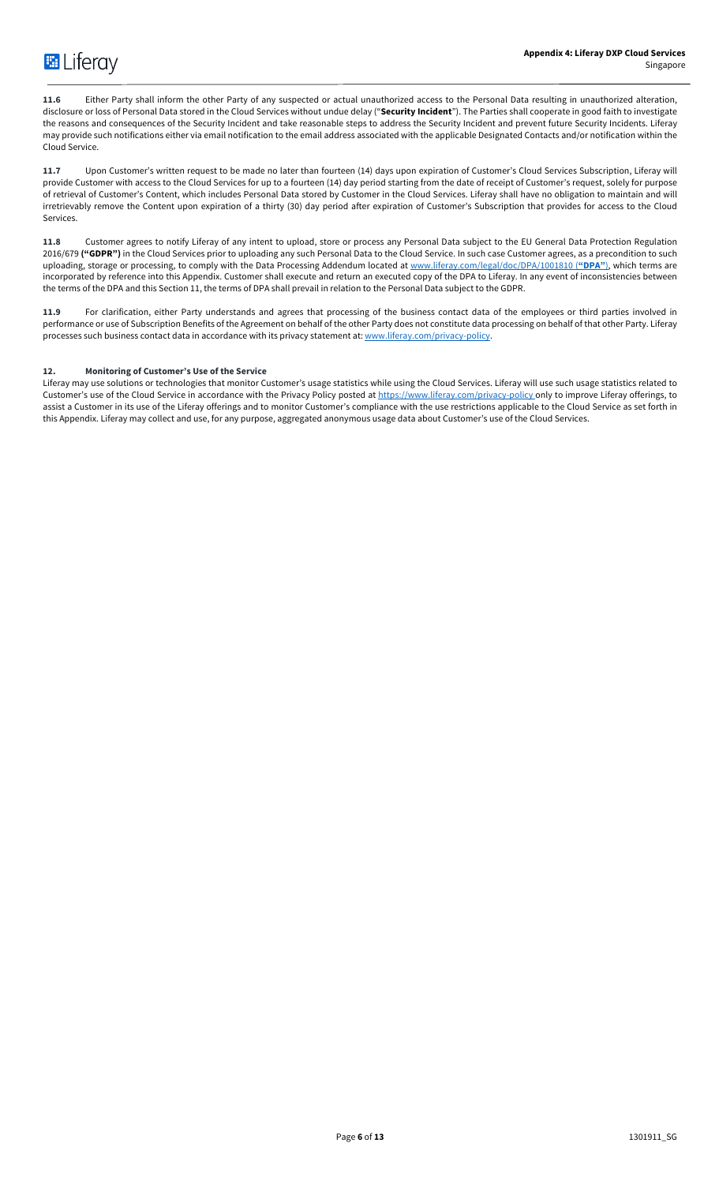**11.6** Either Party shall inform the other Party of any suspected or actual unauthorized access to the Personal Data resulting in unauthorized alteration, disclosure or loss of Personal Data stored in the Cloud Services without undue delay ("**Security Incident**"). The Parties shall cooperate in good faith to investigate the reasons and consequences of the Security Incident and take reasonable steps to address the Security Incident and prevent future Security Incidents. Liferay may provide such notifications either via email notification to the email address associated with the applicable Designated Contacts and/or notification within the Cloud Service.

**11.7** Upon Customer's written request to be made no later than fourteen (14) days upon expiration of Customer's Cloud Services Subscription, Liferay will provide Customer with access to the Cloud Services for up to a fourteen (14) day period starting from the date of receipt of Customer's request, solely for purpose of retrieval of Customer's Content, which includes Personal Data stored by Customer in the Cloud Services. Liferay shall have no obligation to maintain and will irretrievably remove the Content upon expiration of a thirty (30) day period after expiration of Customer's Subscription that provides for access to the Cloud Services.

**11.8** Customer agrees to notify Liferay of any intent to upload, store or process any Personal Data subject to the EU General Data Protection Regulation 2016/679 **("GDPR")** in the Cloud Services prior to uploading any such Personal Data to the Cloud Service. In such case Customer agrees, as a precondition to such uploading, storage or processing, to comply with the Data Processing Addendum located at www.liferay.com/legal/doc/DPA/1001810 (**"DPA"**), which terms are incorporated by reference into this Appendix. Customer shall execute and return an executed copy of the DPA to Liferay. In any event of inconsistencies between the terms of the DPA and this Section 11, the terms of DPA shall prevail in relation to the Personal Data subject to the GDPR.

**11.9** For clarification, either Party understands and agrees that processing of the business contact data of the employees or third parties involved in performance or use of Subscription Benefits of the Agreement on behalf of the other Party does not constitute data processing on behalf of that other Party. Liferay processes such business contact data in accordance with its privacy statement at: www.liferay.com/privacy-policy.

## 12. Monitoring of Customer's Use of the Service

Liferay may use solutions or technologies that monitor Customer's usage statistics while using the Cloud Services. Liferay will use such usage statistics related to Customer's use of the Cloud Service in accordance with the Privacy Policy posted at https://www.liferay.com/privacy-policy only to improve Liferay offerings, to assist a Customer in its use of the Liferay offerings and to monitor Customer's compliance with the use restrictions applicable to the Cloud Service as set forth in this Appendix. Liferay may collect and use, for any purpose, aggregated anonymous usage data about Customer's use of the Cloud Services.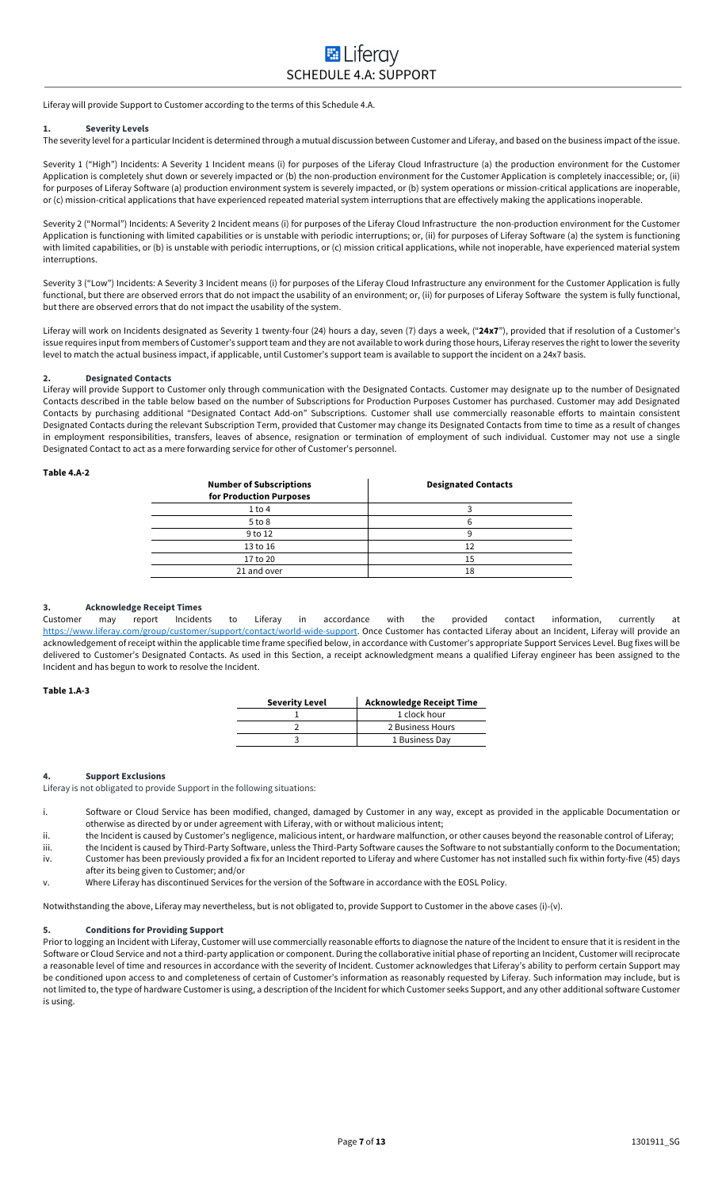# SCHEDULE 4.A: SUPPORT

Liferay will provide Support to Customer according to the terms of this Schedule 4.A.

## 1. Severity Levels

The severity level for a particular Incident is determined through a mutual discussion between Customer and Liferay, and based on the business impact of the issue.

Severity 1 ("High") Incidents: A Severity 1 Incident means (i) for purposes of the Liferay Cloud Infrastructure (a) the production environment for the Customer Application is completely shut down or severely impacted or (b) the non-production environment for the Customer Application is completely inaccessible; or, (ii) for purposes of Liferay Software (a) production environment system is severely impacted, or (b) system operations or mission-critical applications are inoperable, or (c) mission-critical applications that have experienced repeated material system interruptions that are effectively making the applications inoperable.

Severity 2 ("Normal") Incidents: A Severity 2 Incident means (i) for purposes of the Liferay Cloud Infrastructure the non-production environment for the Customer Application is functioning with limited capabilities or is unstable with periodic interruptions; or, (ii) for purposes of Liferay Software (a) the system is functioning with limited capabilities, or (b) is unstable with periodic interruptions, or (c) mission critical applications, while not inoperable, have experienced material system interruptions.

Severity 3 ("Low") Incidents: A Severity 3 Incident means (i) for purposes of the Liferay Cloud Infrastructure any environment for the Customer Application is fully functional, but there are observed errors that do not impact the usability of an environment; or, (ii) for purposes of Liferay Software the system is fully functional, but there are observed errors that do not impact the usability of the system.

Liferay will work on Incidents designated as Severity 1 twenty-four (24) hours a day, seven (7) days a week, ("**24x7**"), provided that if resolution of a Customer's issue requires input from members of Customer's support team and they are not available to work during those hours, Liferay reserves the right to lower the severity level to match the actual business impact, if applicable, until Customer's support team is available to support the incident on a 24x7 basis.

## 2. Designated Contacts

Liferay will provide Support to Customer only through communication with the Designated Contacts. Customer may designate up to the number of Designated Contacts described in the table below based on the number of Subscriptions for Production Purposes Customer has purchased. Customer may add Designated Contacts by purchasing additional "Designated Contact Add-on" Subscriptions. Customer shall use commercially reasonable efforts to maintain consistent Designated Contacts during the relevant Subscription Term, provided that Customer may change its Designated Contacts from time to time as a result of changes in employment responsibilities, transfers, leaves of absence, resignation or termination of employment of such individual. Customer may not use a single Designated Contact to act as a mere forwarding service for other of Customer's personnel.

**Table 4.A-2**

| Number of Subscriptions for Production Purposes | Designated Contacts |
|---|---|
| 1 to 4 | 3 |
| 5 to 8 | 6 |
| 9 to 12 | 9 |
| 13 to 16 | 12 |
| 17 to 20 | 15 |
| 21 and over | 18 |

## 3. Acknowledge Receipt Times

Customer may report Incidents to Liferay in accordance with the provided contact information, currently at https://www.liferay.com/group/customer/support/contact/world-wide-support. Once Customer has contacted Liferay about an Incident, Liferay will provide an acknowledgement of receipt within the applicable time frame specified below, in accordance with Customer's appropriate Support Services Level. Bug fixes will be delivered to Customer's Designated Contacts. As used in this Section, a receipt acknowledgment means a qualified Liferay engineer has been assigned to the Incident and has begun to work to resolve the Incident.

**Table 1.A-3**

| Severity Level | Acknowledge Receipt Time |
|---|---|
| 1 | 1 clock hour |
| 2 | 2 Business Hours |
| 3 | 1 Business Day |

## 4. Support Exclusions

Liferay is not obligated to provide Support in the following situations:

i. Software or Cloud Service has been modified, changed, damaged by Customer in any way, except as provided in the applicable Documentation or otherwise as directed by or under agreement with Liferay, with or without malicious intent;

ii. the Incident is caused by Customer's negligence, malicious intent, or hardware malfunction, or other causes beyond the reasonable control of Liferay;

iii. the Incident is caused by Third-Party Software, unless the Third-Party Software causes the Software to not substantially conform to the Documentation;

iv. Customer has been previously provided a fix for an Incident reported to Liferay and where Customer has not installed such fix within forty-five (45) days after its being given to Customer; and/or

v. Where Liferay has discontinued Services for the version of the Software in accordance with the EOSL Policy.

Notwithstanding the above, Liferay may nevertheless, but is not obligated to, provide Support to Customer in the above cases (i)-(v).

## 5. Conditions for Providing Support

Prior to logging an Incident with Liferay, Customer will use commercially reasonable efforts to diagnose the nature of the Incident to ensure that it is resident in the Software or Cloud Service and not a third-party application or component. During the collaborative initial phase of reporting an Incident, Customer will reciprocate a reasonable level of time and resources in accordance with the severity of Incident. Customer acknowledges that Liferay's ability to perform certain Support may be conditioned upon access to and completeness of certain of Customer's information as reasonably requested by Liferay. Such information may include, but is not limited to, the type of hardware Customer is using, a description of the Incident for which Customer seeks Support, and any other additional software Customer is using.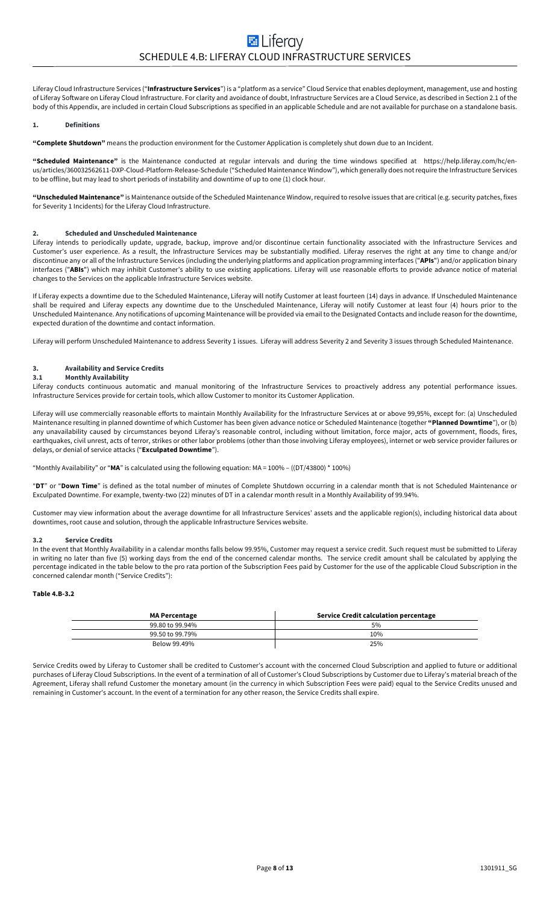# SCHEDULE 4.B: LIFERAY CLOUD INFRASTRUCTURE SERVICES

Liferay Cloud Infrastructure Services ("**Infrastructure Services**") is a "platform as a service" Cloud Service that enables deployment, management, use and hosting of Liferay Software on Liferay Cloud Infrastructure. For clarity and avoidance of doubt, Infrastructure Services are a Cloud Service, as described in Section 2.1 of the body of this Appendix, are included in certain Cloud Subscriptions as specified in an applicable Schedule and are not available for purchase on a standalone basis.

## 1. Definitions

**"Complete Shutdown"** means the production environment for the Customer Application is completely shut down due to an Incident.

**"Scheduled Maintenance"** is the Maintenance conducted at regular intervals and during the time windows specified at https://help.liferay.com/hc/en-us/articles/360032562611-DXP-Cloud-Platform-Release-Schedule ("Scheduled Maintenance Window"), which generally does not require the Infrastructure Services to be offline, but may lead to short periods of instability and downtime of up to one (1) clock hour.

**"Unscheduled Maintenance"** is Maintenance outside of the Scheduled Maintenance Window, required to resolve issues that are critical (e.g. security patches, fixes for Severity 1 Incidents) for the Liferay Cloud Infrastructure.

## 2. Scheduled and Unscheduled Maintenance

Liferay intends to periodically update, upgrade, backup, improve and/or discontinue certain functionality associated with the Infrastructure Services and Customer's user experience. As a result, the Infrastructure Services may be substantially modified. Liferay reserves the right at any time to change and/or discontinue any or all of the Infrastructure Services (including the underlying platforms and application programming interfaces ("**APIs**") and/or application binary interfaces ("**ABIs**") which may inhibit Customer's ability to use existing applications. Liferay will use reasonable efforts to provide advance notice of material changes to the Services on the applicable Infrastructure Services website.

If Liferay expects a downtime due to the Scheduled Maintenance, Liferay will notify Customer at least fourteen (14) days in advance. If Unscheduled Maintenance shall be required and Liferay expects any downtime due to the Unscheduled Maintenance, Liferay will notify Customer at least four (4) hours prior to the Unscheduled Maintenance. Any notifications of upcoming Maintenance will be provided via email to the Designated Contacts and include reason for the downtime, expected duration of the downtime and contact information.

Liferay will perform Unscheduled Maintenance to address Severity 1 issues. Liferay will address Severity 2 and Severity 3 issues through Scheduled Maintenance.

## 3. Availability and Service Credits

### 3.1 Monthly Availability

Liferay conducts continuous automatic and manual monitoring of the Infrastructure Services to proactively address any potential performance issues. Infrastructure Services provide for certain tools, which allow Customer to monitor its Customer Application.

Liferay will use commercially reasonable efforts to maintain Monthly Availability for the Infrastructure Services at or above 99,95%, except for: (a) Unscheduled Maintenance resulting in planned downtime of which Customer has been given advance notice or Scheduled Maintenance (together **"Planned Downtime"**), or (b) any unavailability caused by circumstances beyond Liferay's reasonable control, including without limitation, force major, acts of government, floods, fires, earthquakes, civil unrest, acts of terror, strikes or other labor problems (other than those involving Liferay employees), internet or web service provider failures or delays, or denial of service attacks ("**Exculpated Downtime**").

"Monthly Availability" or "**MA**" is calculated using the following equation: MA = 100% – ((DT/43800) * 100%)

"**DT**" or "**Down Time**" is defined as the total number of minutes of Complete Shutdown occurring in a calendar month that is not Scheduled Maintenance or Exculpated Downtime. For example, twenty-two (22) minutes of DT in a calendar month result in a Monthly Availability of 99.94%.

Customer may view information about the average downtime for all Infrastructure Services' assets and the applicable region(s), including historical data about downtimes, root cause and solution, through the applicable Infrastructure Services website.

### 3.2 Service Credits

In the event that Monthly Availability in a calendar months falls below 99.95%, Customer may request a service credit. Such request must be submitted to Liferay in writing no later than five (5) working days from the end of the concerned calendar months. The service credit amount shall be calculated by applying the percentage indicated in the table below to the pro rata portion of the Subscription Fees paid by Customer for the use of the applicable Cloud Subscription in the concerned calendar month ("Service Credits"):

**Table 4.B-3.2**

| MA Percentage | Service Credit calculation percentage |
|---|---|
| 99.80 to 99.94% | 5% |
| 99.50 to 99.79% | 10% |
| Below 99.49% | 25% |

Service Credits owed by Liferay to Customer shall be credited to Customer's account with the concerned Cloud Subscription and applied to future or additional purchases of Liferay Cloud Subscriptions. In the event of a termination of all of Customer's Cloud Subscriptions by Customer due to Liferay's material breach of the Agreement, Liferay shall refund Customer the monetary amount (in the currency in which Subscription Fees were paid) equal to the Service Credits unused and remaining in Customer's account. In the event of a termination for any other reason, the Service Credits shall expire.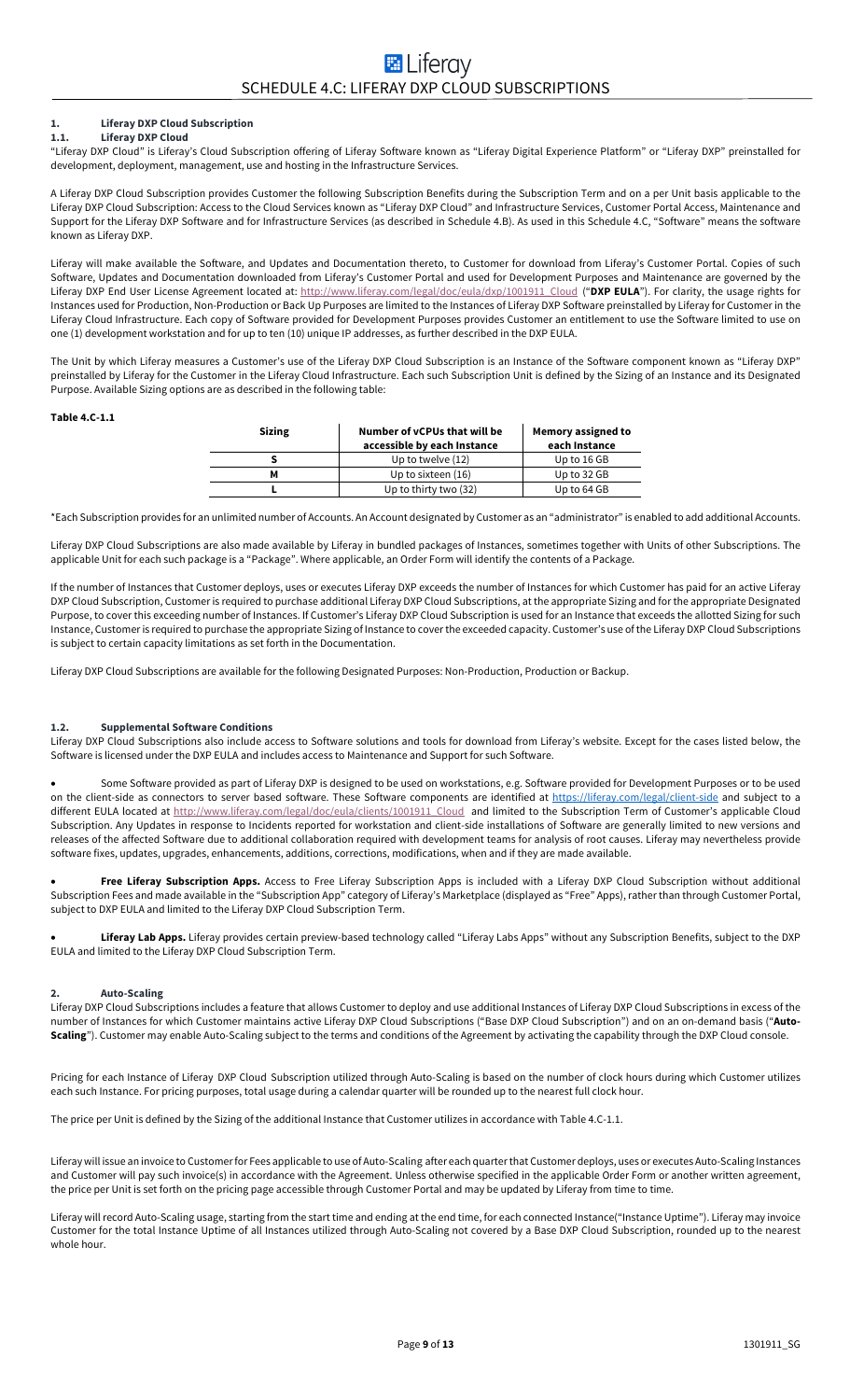# SCHEDULE 4.C: LIFERAY DXP CLOUD SUBSCRIPTIONS

## 1. Liferay DXP Cloud Subscription

### 1.1. Liferay DXP Cloud

"Liferay DXP Cloud" is Liferay's Cloud Subscription offering of Liferay Software known as "Liferay Digital Experience Platform" or "Liferay DXP" preinstalled for development, deployment, management, use and hosting in the Infrastructure Services.

A Liferay DXP Cloud Subscription provides Customer the following Subscription Benefits during the Subscription Term and on a per Unit basis applicable to the Liferay DXP Cloud Subscription: Access to the Cloud Services known as "Liferay DXP Cloud" and Infrastructure Services, Customer Portal Access, Maintenance and Support for the Liferay DXP Software and for Infrastructure Services (as described in Schedule 4.B). As used in this Schedule 4.C, "Software" means the software known as Liferay DXP.

Liferay will make available the Software, and Updates and Documentation thereto, to Customer for download from Liferay's Customer Portal. Copies of such Software, Updates and Documentation downloaded from Liferay's Customer Portal and used for Development Purposes and Maintenance are governed by the Liferay DXP End User License Agreement located at: http://www.liferay.com/legal/doc/eula/dxp/1001911_Cloud ("**DXP EULA**"). For clarity, the usage rights for Instances used for Production, Non-Production or Back Up Purposes are limited to the Instances of Liferay DXP Software preinstalled by Liferay for Customer in the Liferay Cloud Infrastructure. Each copy of Software provided for Development Purposes provides Customer an entitlement to use the Software limited to use on one (1) development workstation and for up to ten (10) unique IP addresses, as further described in the DXP EULA.

The Unit by which Liferay measures a Customer's use of the Liferay DXP Cloud Subscription is an Instance of the Software component known as "Liferay DXP" preinstalled by Liferay for the Customer in the Liferay Cloud Infrastructure. Each such Subscription Unit is defined by the Sizing of an Instance and its Designated Purpose. Available Sizing options are as described in the following table:

**Table 4.C-1.1**

| Sizing | Number of vCPUs that will be accessible by each Instance | Memory assigned to each Instance |
|---|---|---|
| S | Up to twelve (12) | Up to 16 GB |
| M | Up to sixteen (16) | Up to 32 GB |
| L | Up to thirty two (32) | Up to 64 GB |

*Each Subscription provides for an unlimited number of Accounts. An Account designated by Customer as an "administrator" is enabled to add additional Accounts.

Liferay DXP Cloud Subscriptions are also made available by Liferay in bundled packages of Instances, sometimes together with Units of other Subscriptions. The applicable Unit for each such package is a "Package". Where applicable, an Order Form will identify the contents of a Package.

If the number of Instances that Customer deploys, uses or executes Liferay DXP exceeds the number of Instances for which Customer has paid for an active Liferay DXP Cloud Subscription, Customer is required to purchase additional Liferay DXP Cloud Subscriptions, at the appropriate Sizing and for the appropriate Designated Purpose, to cover this exceeding number of Instances. If Customer's Liferay DXP Cloud Subscription is used for an Instance that exceeds the allotted Sizing for such Instance, Customer is required to purchase the appropriate Sizing of Instance to cover the exceeded capacity. Customer's use of the Liferay DXP Cloud Subscriptions is subject to certain capacity limitations as set forth in the Documentation.

Liferay DXP Cloud Subscriptions are available for the following Designated Purposes: Non-Production, Production or Backup.

### 1.2. Supplemental Software Conditions

Liferay DXP Cloud Subscriptions also include access to Software solutions and tools for download from Liferay's website. Except for the cases listed below, the Software is licensed under the DXP EULA and includes access to Maintenance and Support for such Software.

- Some Software provided as part of Liferay DXP is designed to be used on workstations, e.g. Software provided for Development Purposes or to be used on the client-side as connectors to server based software. These Software components are identified at https://liferay.com/legal/client-side and subject to a different EULA located at http://www.liferay.com/legal/doc/eula/clients/1001911_Cloud and limited to the Subscription Term of Customer's applicable Cloud Subscription. Any Updates in response to Incidents reported for workstation and client-side installations of Software are generally limited to new versions and releases of the affected Software due to additional collaboration required with development teams for analysis of root causes. Liferay may nevertheless provide software fixes, updates, upgrades, enhancements, additions, corrections, modifications, when and if they are made available.

- **Free Liferay Subscription Apps.** Access to Free Liferay Subscription Apps is included with a Liferay DXP Cloud Subscription without additional Subscription Fees and made available in the "Subscription App" category of Liferay's Marketplace (displayed as "Free" Apps), rather than through Customer Portal, subject to DXP EULA and limited to the Liferay DXP Cloud Subscription Term.

- **Liferay Lab Apps.** Liferay provides certain preview-based technology called "Liferay Labs Apps" without any Subscription Benefits, subject to the DXP EULA and limited to the Liferay DXP Cloud Subscription Term.

## 2. Auto-Scaling

Liferay DXP Cloud Subscriptions includes a feature that allows Customer to deploy and use additional Instances of Liferay DXP Cloud Subscriptions in excess of the number of Instances for which Customer maintains active Liferay DXP Cloud Subscriptions ("Base DXP Cloud Subscription") and on an on-demand basis ("**Auto-Scaling**"). Customer may enable Auto-Scaling subject to the terms and conditions of the Agreement by activating the capability through the DXP Cloud console.

Pricing for each Instance of Liferay DXP Cloud Subscription utilized through Auto-Scaling is based on the number of clock hours during which Customer utilizes each such Instance. For pricing purposes, total usage during a calendar quarter will be rounded up to the nearest full clock hour.

The price per Unit is defined by the Sizing of the additional Instance that Customer utilizes in accordance with Table 4.C-1.1.

Liferay will issue an invoice to Customer for Fees applicable to use of Auto-Scaling after each quarter that Customer deploys, uses or executes Auto-Scaling Instances and Customer will pay such invoice(s) in accordance with the Agreement. Unless otherwise specified in the applicable Order Form or another written agreement, the price per Unit is set forth on the pricing page accessible through Customer Portal and may be updated by Liferay from time to time.

Liferay will record Auto-Scaling usage, starting from the start time and ending at the end time, for each connected Instance("Instance Uptime"). Liferay may invoice Customer for the total Instance Uptime of all Instances utilized through Auto-Scaling not covered by a Base DXP Cloud Subscription, rounded up to the nearest whole hour.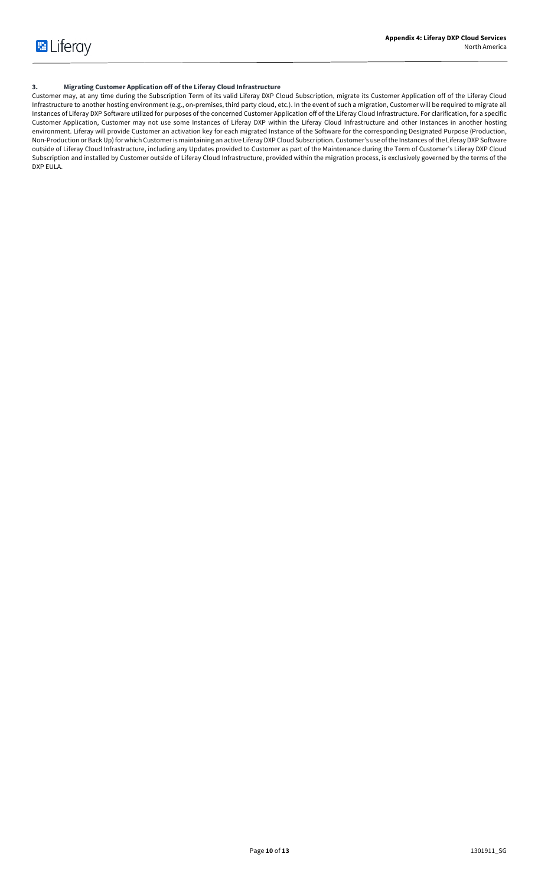### 3. Migrating Customer Application off of the Liferay Cloud Infrastructure

Customer may, at any time during the Subscription Term of its valid Liferay DXP Cloud Subscription, migrate its Customer Application off of the Liferay Cloud Infrastructure to another hosting environment (e.g., on-premises, third party cloud, etc.). In the event of such a migration, Customer will be required to migrate all Instances of Liferay DXP Software utilized for purposes of the concerned Customer Application off of the Liferay Cloud Infrastructure. For clarification, for a specific Customer Application, Customer may not use some Instances of Liferay DXP within the Liferay Cloud Infrastructure and other Instances in another hosting environment. Liferay will provide Customer an activation key for each migrated Instance of the Software for the corresponding Designated Purpose (Production, Non-Production or Back Up) for which Customer is maintaining an active Liferay DXP Cloud Subscription. Customer's use of the Instances of the Liferay DXP Software outside of Liferay Cloud Infrastructure, including any Updates provided to Customer as part of the Maintenance during the Term of Customer's Liferay DXP Cloud Subscription and installed by Customer outside of Liferay Cloud Infrastructure, provided within the migration process, is exclusively governed by the terms of the DXP EULA.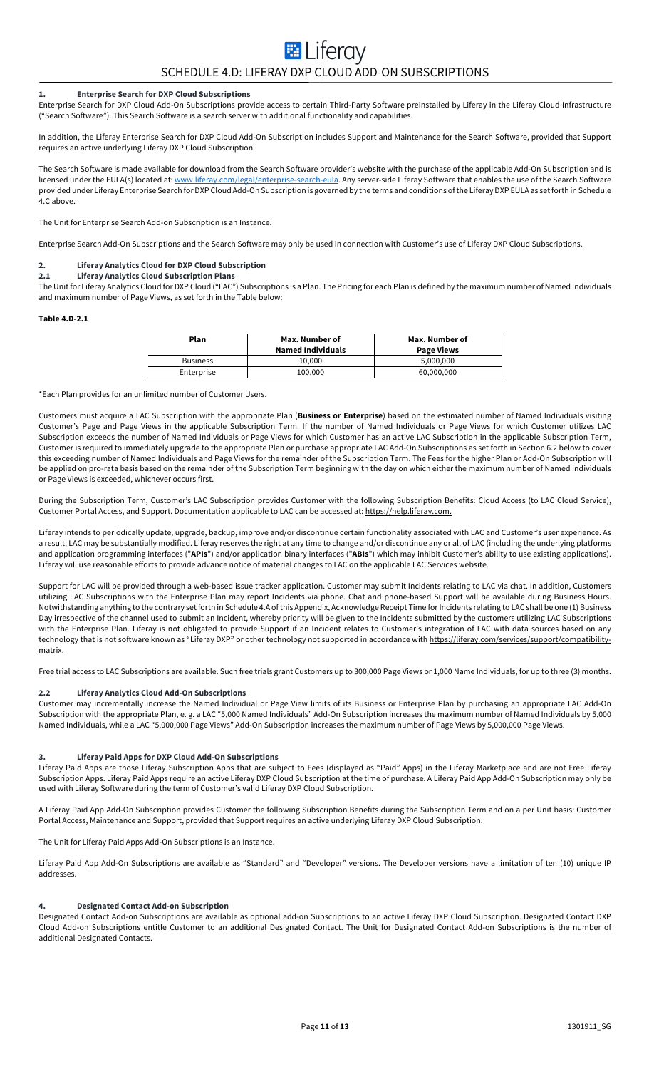# SCHEDULE 4.D: LIFERAY DXP CLOUD ADD-ON SUBSCRIPTIONS

### 1. Enterprise Search for DXP Cloud Subscriptions

Enterprise Search for DXP Cloud Add-On Subscriptions provide access to certain Third-Party Software preinstalled by Liferay in the Liferay Cloud Infrastructure ("Search Software"). This Search Software is a search server with additional functionality and capabilities.

In addition, the Liferay Enterprise Search for DXP Cloud Add-On Subscription includes Support and Maintenance for the Search Software, provided that Support requires an active underlying Liferay DXP Cloud Subscription.

The Search Software is made available for download from the Search Software provider's website with the purchase of the applicable Add-On Subscription and is licensed under the EULA(s) located at: www.liferay.com/legal/enterprise-search-eula. Any server-side Liferay Software that enables the use of the Search Software provided under Liferay Enterprise Search for DXP Cloud Add-On Subscription is governed by the terms and conditions of the Liferay DXP EULA as set forth in Schedule 4.C above.

The Unit for Enterprise Search Add-On Subscription is an Instance.

Enterprise Search Add-On Subscriptions and the Search Software may only be used in connection with Customer's use of Liferay DXP Cloud Subscriptions.

### 2. Liferay Analytics Cloud for DXP Cloud Subscription

#### 2.1 Liferay Analytics Cloud Subscription Plans

The Unit for Liferay Analytics Cloud for DXP Cloud ("LAC") Subscriptions is a Plan. The Pricing for each Plan is defined by the maximum number of Named Individuals and maximum number of Page Views, as set forth in the Table below:

**Table 4.D-2.1**

| Plan | Max. Number of Named Individuals | Max. Number of Page Views |
|---|---|---|
| Business | 10,000 | 5,000,000 |
| Enterprise | 100,000 | 60,000,000 |

*Each Plan provides for an unlimited number of Customer Users.

Customers must acquire a LAC Subscription with the appropriate Plan (**Business or Enterprise**) based on the estimated number of Named Individuals visiting Customer's Page and Page Views in the applicable Subscription Term. If the number of Named Individuals or Page Views for which Customer utilizes LAC Subscription exceeds the number of Named Individuals or Page Views for which Customer has an active LAC Subscription in the applicable Subscription Term, Customer is required to immediately upgrade to the appropriate Plan or purchase appropriate LAC Add-On Subscriptions as set forth in Section 6.2 below to cover this exceeding number of Named Individuals and Page Views for the remainder of the Subscription Term. The Fees for the higher Plan or Add-On Subscription will be applied on pro-rata basis based on the remainder of the Subscription Term beginning with the day on which either the maximum number of Named Individuals or Page Views is exceeded, whichever occurs first.

During the Subscription Term, Customer's LAC Subscription provides Customer with the following Subscription Benefits: Cloud Access (to LAC Cloud Service), Customer Portal Access, and Support. Documentation applicable to LAC can be accessed at: https://help.liferay.com.

Liferay intends to periodically update, upgrade, backup, improve and/or discontinue certain functionality associated with LAC and Customer's user experience. As a result, LAC may be substantially modified. Liferay reserves the right at any time to change and/or discontinue any or all of LAC (including the underlying platforms and application programming interfaces ("**APIs**") and/or application binary interfaces ("**ABIs**") which may inhibit Customer's ability to use existing applications). Liferay will use reasonable efforts to provide advance notice of material changes to LAC on the applicable LAC Services website.

Support for LAC will be provided through a web-based issue tracker application. Customer may submit Incidents relating to LAC via chat. In addition, Customers utilizing LAC Subscriptions with the Enterprise Plan may report Incidents via phone. Chat and phone-based Support will be available during Business Hours. Notwithstanding anything to the contrary set forth in Schedule 4.A of this Appendix, Acknowledge Receipt Time for Incidents relating to LAC shall be one (1) Business Day irrespective of the channel used to submit an Incident, whereby priority will be given to the Incidents submitted by the customers utilizing LAC Subscriptions with the Enterprise Plan. Liferay is not obligated to provide Support if an Incident relates to Customer's integration of LAC with data sources based on any technology that is not software known as "Liferay DXP" or other technology not supported in accordance with https://liferay.com/services/support/compatibility-matrix.

Free trial access to LAC Subscriptions are available. Such free trials grant Customers up to 300,000 Page Views or 1,000 Name Individuals, for up to three (3) months.

#### 2.2 Liferay Analytics Cloud Add-On Subscriptions

Customer may incrementally increase the Named Individual or Page View limits of its Business or Enterprise Plan by purchasing an appropriate LAC Add-On Subscription with the appropriate Plan, e. g. a LAC "5,000 Named Individuals" Add-On Subscription increases the maximum number of Named Individuals by 5,000 Named Individuals, while a LAC "5,000,000 Page Views" Add-On Subscription increases the maximum number of Page Views by 5,000,000 Page Views.

### 3. Liferay Paid Apps for DXP Cloud Add-On Subscriptions

Liferay Paid Apps are those Liferay Subscription Apps that are subject to Fees (displayed as "Paid" Apps) in the Liferay Marketplace and are not Free Liferay Subscription Apps. Liferay Paid Apps require an active Liferay DXP Cloud Subscription at the time of purchase. A Liferay Paid App Add-On Subscription may only be used with Liferay Software during the term of Customer's valid Liferay DXP Cloud Subscription.

A Liferay Paid App Add-On Subscription provides Customer the following Subscription Benefits during the Subscription Term and on a per Unit basis: Customer Portal Access, Maintenance and Support, provided that Support requires an active underlying Liferay DXP Cloud Subscription.

The Unit for Liferay Paid Apps Add-On Subscriptions is an Instance.

Liferay Paid App Add-On Subscriptions are available as "Standard" and "Developer" versions. The Developer versions have a limitation of ten (10) unique IP addresses.

### 4. Designated Contact Add-on Subscription

Designated Contact Add-on Subscriptions are available as optional add-on Subscriptions to an active Liferay DXP Cloud Subscription. Designated Contact DXP Cloud Add-on Subscriptions entitle Customer to an additional Designated Contact. The Unit for Designated Contact Add-on Subscriptions is the number of additional Designated Contacts.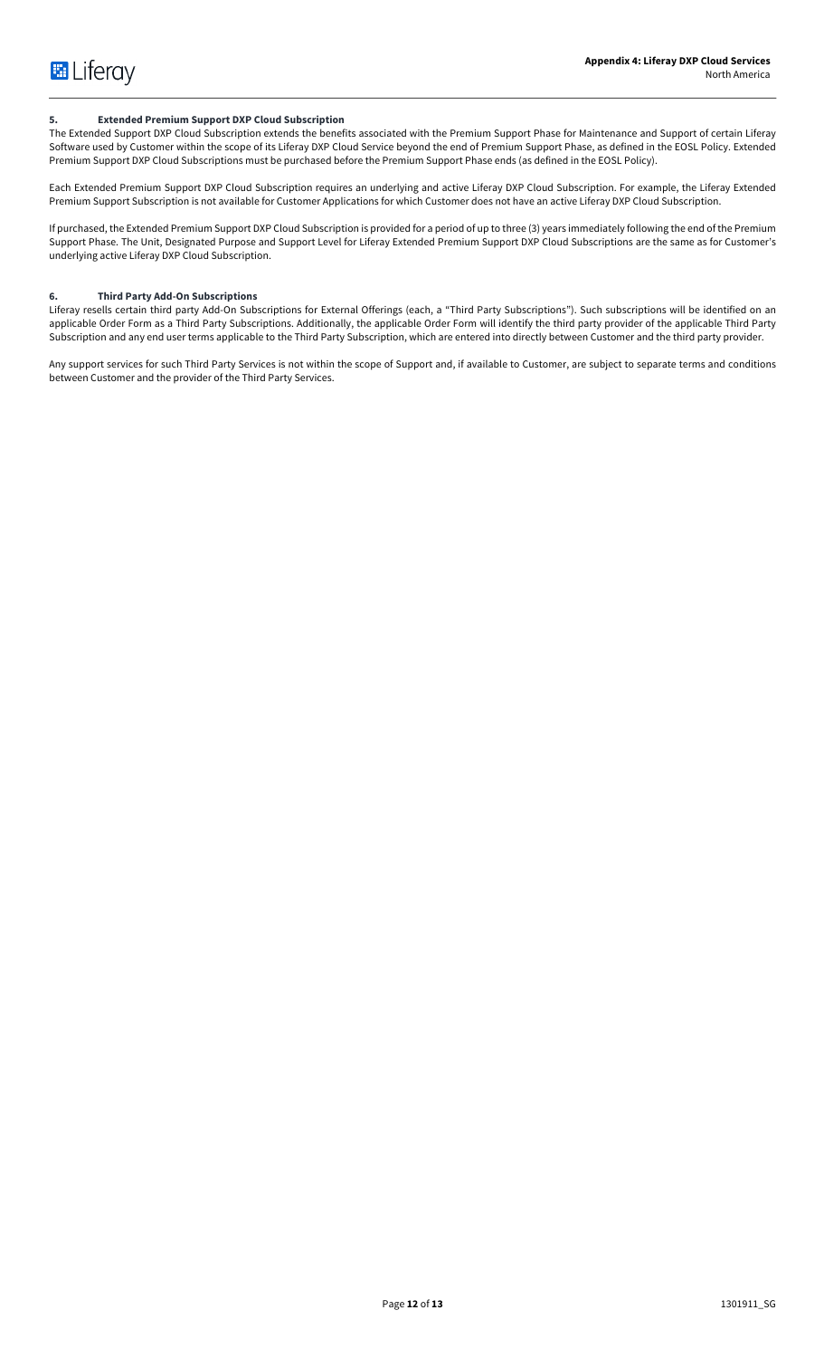### 5. Extended Premium Support DXP Cloud Subscription

The Extended Support DXP Cloud Subscription extends the benefits associated with the Premium Support Phase for Maintenance and Support of certain Liferay Software used by Customer within the scope of its Liferay DXP Cloud Service beyond the end of Premium Support Phase, as defined in the EOSL Policy. Extended Premium Support DXP Cloud Subscriptions must be purchased before the Premium Support Phase ends (as defined in the EOSL Policy).

Each Extended Premium Support DXP Cloud Subscription requires an underlying and active Liferay DXP Cloud Subscription. For example, the Liferay Extended Premium Support Subscription is not available for Customer Applications for which Customer does not have an active Liferay DXP Cloud Subscription.

If purchased, the Extended Premium Support DXP Cloud Subscription is provided for a period of up to three (3) years immediately following the end of the Premium Support Phase. The Unit, Designated Purpose and Support Level for Liferay Extended Premium Support DXP Cloud Subscriptions are the same as for Customer's underlying active Liferay DXP Cloud Subscription.

### 6. Third Party Add-On Subscriptions

Liferay resells certain third party Add-On Subscriptions for External Offerings (each, a "Third Party Subscriptions"). Such subscriptions will be identified on an applicable Order Form as a Third Party Subscriptions. Additionally, the applicable Order Form will identify the third party provider of the applicable Third Party Subscription and any end user terms applicable to the Third Party Subscription, which are entered into directly between Customer and the third party provider.

Any support services for such Third Party Services is not within the scope of Support and, if available to Customer, are subject to separate terms and conditions between Customer and the provider of the Third Party Services.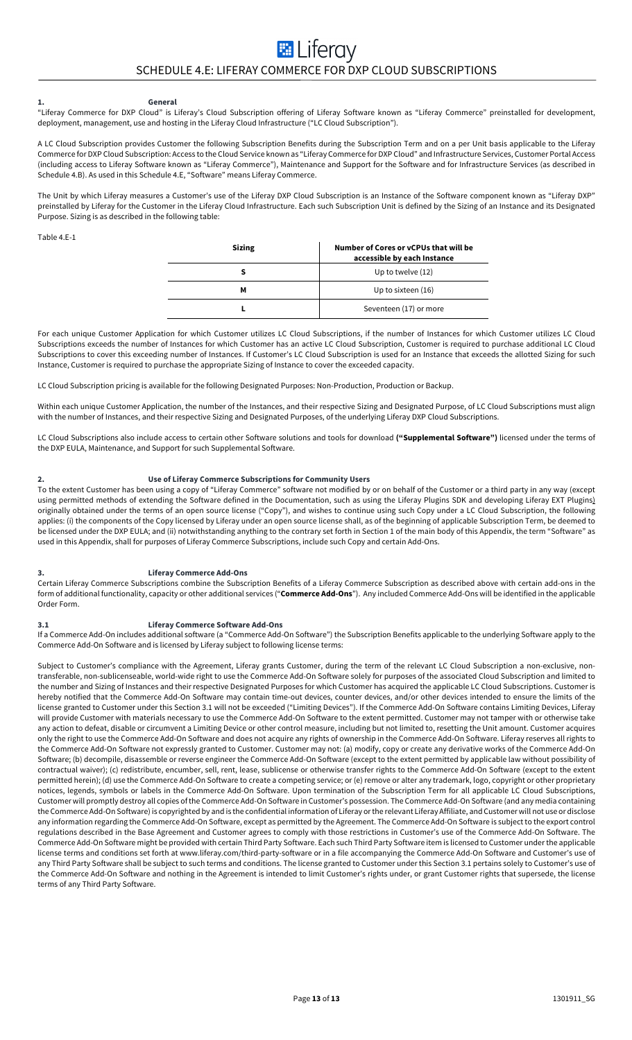# SCHEDULE 4.E: LIFERAY COMMERCE FOR DXP CLOUD SUBSCRIPTIONS

## 1. General

"Liferay Commerce for DXP Cloud" is Liferay's Cloud Subscription offering of Liferay Software known as "Liferay Commerce" preinstalled for development, deployment, management, use and hosting in the Liferay Cloud Infrastructure ("LC Cloud Subscription").

A LC Cloud Subscription provides Customer the following Subscription Benefits during the Subscription Term and on a per Unit basis applicable to the Liferay Commerce for DXP Cloud Subscription: Access to the Cloud Service known as "Liferay Commerce for DXP Cloud" and Infrastructure Services, Customer Portal Access (including access to Liferay Software known as "Liferay Commerce"), Maintenance and Support for the Software and for Infrastructure Services (as described in Schedule 4.B). As used in this Schedule 4.E, "Software" means Liferay Commerce.

The Unit by which Liferay measures a Customer's use of the Liferay DXP Cloud Subscription is an Instance of the Software component known as "Liferay DXP" preinstalled by Liferay for the Customer in the Liferay Cloud Infrastructure. Each such Subscription Unit is defined by the Sizing of an Instance and its Designated Purpose. Sizing is as described in the following table:

Table 4.E-1

| Sizing | Number of Cores or vCPUs that will be accessible by each Instance |
|---|---|
| S | Up to twelve (12) |
| M | Up to sixteen (16) |
| L | Seventeen (17) or more |

For each unique Customer Application for which Customer utilizes LC Cloud Subscriptions, if the number of Instances for which Customer utilizes LC Cloud Subscriptions exceeds the number of Instances for which Customer has an active LC Cloud Subscription, Customer is required to purchase additional LC Cloud Subscriptions to cover this exceeding number of Instances. If Customer's LC Cloud Subscription is used for an Instance that exceeds the allotted Sizing for such Instance, Customer is required to purchase the appropriate Sizing of Instance to cover the exceeded capacity.

LC Cloud Subscription pricing is available for the following Designated Purposes: Non-Production, Production or Backup.

Within each unique Customer Application, the number of the Instances, and their respective Sizing and Designated Purpose, of LC Cloud Subscriptions must align with the number of Instances, and their respective Sizing and Designated Purposes, of the underlying Liferay DXP Cloud Subscriptions.

LC Cloud Subscriptions also include access to certain other Software solutions and tools for download **("Supplemental Software")** licensed under the terms of the DXP EULA, Maintenance, and Support for such Supplemental Software.

## 2. Use of Liferay Commerce Subscriptions for Community Users

To the extent Customer has been using a copy of "Liferay Commerce" software not modified by or on behalf of the Customer or a third party in any way (except using permitted methods of extending the Software defined in the Documentation, such as using the Liferay Plugins SDK and developing Liferay EXT Plugins) originally obtained under the terms of an open source license ("Copy"), and wishes to continue using such Copy under a LC Cloud Subscription, the following applies: (i) the components of the Copy licensed by Liferay under an open source license shall, as of the beginning of applicable Subscription Term, be deemed to be licensed under the DXP EULA; and (ii) notwithstanding anything to the contrary set forth in Section 1 of the main body of this Appendix, the term "Software" as used in this Appendix, shall for purposes of Liferay Commerce Subscriptions, include such Copy and certain Add-Ons.

## 3. Liferay Commerce Add-Ons

Certain Liferay Commerce Subscriptions combine the Subscription Benefits of a Liferay Commerce Subscription as described above with certain add-ons in the form of additional functionality, capacity or other additional services ("**Commerce Add-Ons**"). Any included Commerce Add-Ons will be identified in the applicable Order Form.

### 3.1 Liferay Commerce Software Add-Ons

If a Commerce Add-On includes additional software (a "Commerce Add-On Software") the Subscription Benefits applicable to the underlying Software apply to the Commerce Add-On Software and is licensed by Liferay subject to following license terms:

Subject to Customer's compliance with the Agreement, Liferay grants Customer, during the term of the relevant LC Cloud Subscription a non-exclusive, non-transferable, non-sublicenseable, world-wide right to use the Commerce Add-On Software solely for purposes of the associated Cloud Subscription and limited to the number and Sizing of Instances and their respective Designated Purposes for which Customer has acquired the applicable LC Cloud Subscriptions. Customer is hereby notified that the Commerce Add-On Software may contain time-out devices, counter devices, and/or other devices intended to ensure the limits of the license granted to Customer under this Section 3.1 will not be exceeded ("Limiting Devices"). If the Commerce Add-On Software contains Limiting Devices, Liferay will provide Customer with materials necessary to use the Commerce Add-On Software to the extent permitted. Customer may not tamper with or otherwise take any action to defeat, disable or circumvent a Limiting Device or other control measure, including but not limited to, resetting the Unit amount. Customer acquires only the right to use the Commerce Add-On Software and does not acquire any rights of ownership in the Commerce Add-On Software. Liferay reserves all rights to the Commerce Add-On Software not expressly granted to Customer. Customer may not: (a) modify, copy or create any derivative works of the Commerce Add-On Software; (b) decompile, disassemble or reverse engineer the Commerce Add-On Software (except to the extent permitted by applicable law without possibility of contractual waiver); (c) redistribute, encumber, sell, rent, lease, sublicense or otherwise transfer rights to the Commerce Add-On Software (except to the extent permitted herein); (d) use the Commerce Add-On Software to create a competing service; or (e) remove or alter any trademark, logo, copyright or other proprietary notices, legends, symbols or labels in the Commerce Add-On Software. Upon termination of the Subscription Term for all applicable LC Cloud Subscriptions, Customer will promptly destroy all copies of the Commerce Add-On Software in Customer's possession. The Commerce Add-On Software (and any media containing the Commerce Add-On Software) is copyrighted by and is the confidential information of Liferay or the relevant Liferay Affiliate, and Customer will not use or disclose any information regarding the Commerce Add-On Software, except as permitted by the Agreement. The Commerce Add-On Software is subject to the export control regulations described in the Base Agreement and Customer agrees to comply with those restrictions in Customer's use of the Commerce Add-On Software. The Commerce Add-On Software might be provided with certain Third Party Software. Each such Third Party Software item is licensed to Customer under the applicable license terms and conditions set forth at www.liferay.com/third-party-software or in a file accompanying the Commerce Add-On Software and Customer's use of any Third Party Software shall be subject to such terms and conditions. The license granted to Customer under this Section 3.1 pertains solely to Customer's use of the Commerce Add-On Software and nothing in the Agreement is intended to limit Customer's rights under, or grant Customer rights that supersede, the license terms of any Third Party Software.